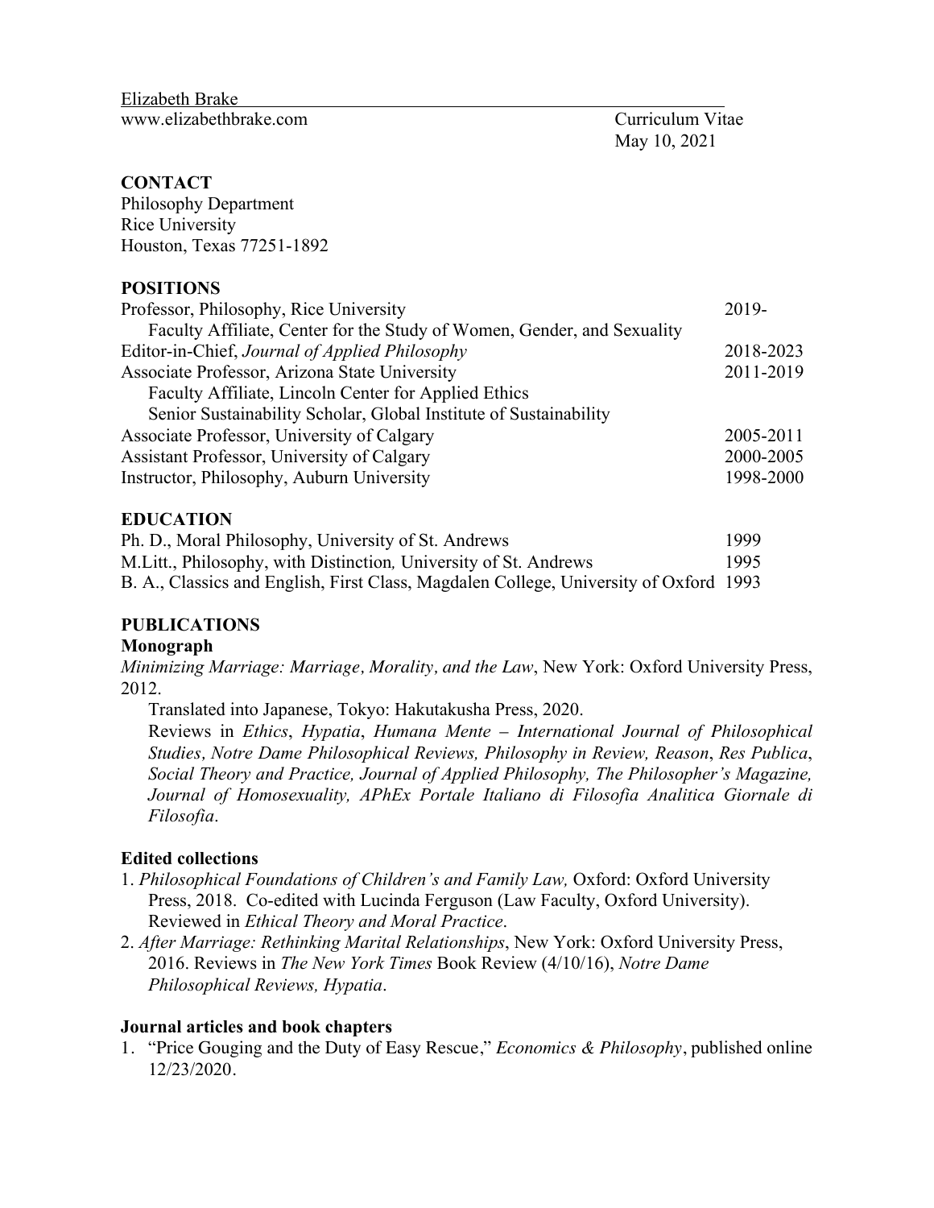Elizabeth Brake
www.elizabethbrake.com

Curriculum Vitae
May 10, 2021

## CONTACT

Philosophy Department
Rice University
Houston, Texas 77251-1892

## POSITIONS

| | |
|---|---|
| Professor, Philosophy, Rice University | 2019- |
| Faculty Affiliate, Center for the Study of Women, Gender, and Sexuality | |
| Editor-in-Chief, *Journal of Applied Philosophy* | 2018-2023 |
| Associate Professor, Arizona State University | 2011-2019 |
| Faculty Affiliate, Lincoln Center for Applied Ethics | |
| Senior Sustainability Scholar, Global Institute of Sustainability | |
| Associate Professor, University of Calgary | 2005-2011 |
| Assistant Professor, University of Calgary | 2000-2005 |
| Instructor, Philosophy, Auburn University | 1998-2000 |

## EDUCATION

| | |
|---|---|
| Ph. D., Moral Philosophy, University of St. Andrews | 1999 |
| M.Litt., Philosophy, with Distinction, University of St. Andrews | 1995 |
| B. A., Classics and English, First Class, Magdalen College, University of Oxford | 1993 |

## PUBLICATIONS

### Monograph

*Minimizing Marriage: Marriage, Morality, and the Law*, New York: Oxford University Press, 2012.

Translated into Japanese, Tokyo: Hakutakusha Press, 2020.

Reviews in *Ethics*, *Hypatia*, *Humana Mente – International Journal of Philosophical Studies, Notre Dame Philosophical Reviews, Philosophy in Review, Reason*, *Res Publica*, *Social Theory and Practice, Journal of Applied Philosophy, The Philosopher's Magazine, Journal of Homosexuality, APhEx Portale Italiano di Filosofia Analitica Giornale di Filosofia*.

### Edited collections

1. *Philosophical Foundations of Children's and Family Law,* Oxford: Oxford University Press, 2018. Co-edited with Lucinda Ferguson (Law Faculty, Oxford University). Reviewed in *Ethical Theory and Moral Practice*.
2. *After Marriage: Rethinking Marital Relationships*, New York: Oxford University Press, 2016. Reviews in *The New York Times* Book Review (4/10/16), *Notre Dame Philosophical Reviews, Hypatia*.

### Journal articles and book chapters

1. "Price Gouging and the Duty of Easy Rescue," *Economics & Philosophy*, published online 12/23/2020.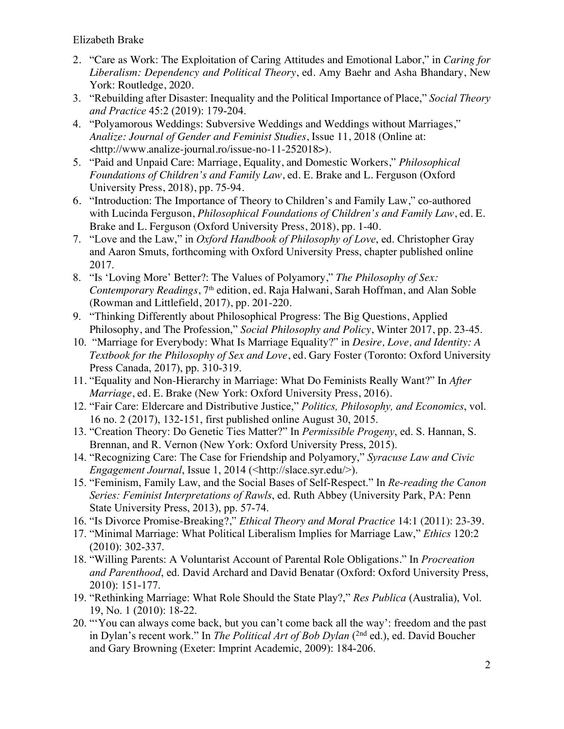2. "Care as Work: The Exploitation of Caring Attitudes and Emotional Labor," in *Caring for Liberalism: Dependency and Political Theory*, ed. Amy Baehr and Asha Bhandary, New York: Routledge, 2020.
3. "Rebuilding after Disaster: Inequality and the Political Importance of Place," *Social Theory and Practice* 45:2 (2019): 179-204.
4. "Polyamorous Weddings: Subversive Weddings and Weddings without Marriages," *Analize: Journal of Gender and Feminist Studies*, Issue 11, 2018 (Online at: <http://www.analize-journal.ro/issue-no-11-252018>).
5. "Paid and Unpaid Care: Marriage, Equality, and Domestic Workers," *Philosophical Foundations of Children's and Family Law*, ed. E. Brake and L. Ferguson (Oxford University Press, 2018), pp. 75-94.
6. "Introduction: The Importance of Theory to Children's and Family Law," co-authored with Lucinda Ferguson, *Philosophical Foundations of Children's and Family Law*, ed. E. Brake and L. Ferguson (Oxford University Press, 2018), pp. 1-40.
7. "Love and the Law," in *Oxford Handbook of Philosophy of Love*, ed. Christopher Gray and Aaron Smuts, forthcoming with Oxford University Press, chapter published online 2017.
8. "Is 'Loving More' Better?: The Values of Polyamory," *The Philosophy of Sex: Contemporary Readings*, 7th edition, ed. Raja Halwani, Sarah Hoffman, and Alan Soble (Rowman and Littlefield, 2017), pp. 201-220.
9. "Thinking Differently about Philosophical Progress: The Big Questions, Applied Philosophy, and The Profession," *Social Philosophy and Policy*, Winter 2017, pp. 23-45.
10. "Marriage for Everybody: What Is Marriage Equality?" in *Desire, Love, and Identity: A Textbook for the Philosophy of Sex and Love*, ed. Gary Foster (Toronto: Oxford University Press Canada, 2017), pp. 310-319.
11. "Equality and Non-Hierarchy in Marriage: What Do Feminists Really Want?" In *After Marriage*, ed. E. Brake (New York: Oxford University Press, 2016).
12. "Fair Care: Eldercare and Distributive Justice," *Politics, Philosophy, and Economics*, vol. 16 no. 2 (2017), 132-151, first published online August 30, 2015.
13. "Creation Theory: Do Genetic Ties Matter?" In *Permissible Progeny*, ed. S. Hannan, S. Brennan, and R. Vernon (New York: Oxford University Press, 2015).
14. "Recognizing Care: The Case for Friendship and Polyamory," *Syracuse Law and Civic Engagement Journal*, Issue 1, 2014 (<http://slace.syr.edu/>).
15. "Feminism, Family Law, and the Social Bases of Self-Respect." In *Re-reading the Canon Series: Feminist Interpretations of Rawls*, ed. Ruth Abbey (University Park, PA: Penn State University Press, 2013), pp. 57-74.
16. "Is Divorce Promise-Breaking?," *Ethical Theory and Moral Practice* 14:1 (2011): 23-39.
17. "Minimal Marriage: What Political Liberalism Implies for Marriage Law," *Ethics* 120:2 (2010): 302-337.
18. "Willing Parents: A Voluntarist Account of Parental Role Obligations." In *Procreation and Parenthood*, ed. David Archard and David Benatar (Oxford: Oxford University Press, 2010): 151-177.
19. "Rethinking Marriage: What Role Should the State Play?," *Res Publica* (Australia), Vol. 19, No. 1 (2010): 18-22.
20. "'You can always come back, but you can't come back all the way': freedom and the past in Dylan's recent work." In *The Political Art of Bob Dylan* (2nd ed.), ed. David Boucher and Gary Browning (Exeter: Imprint Academic, 2009): 184-206.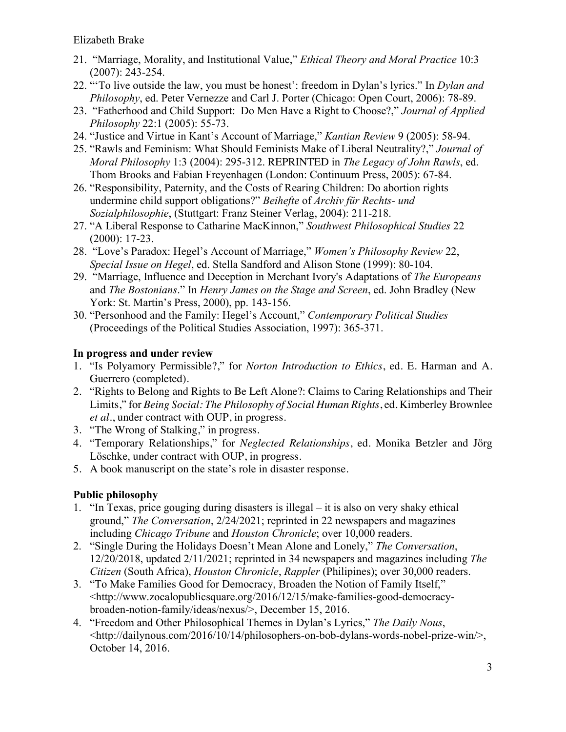21. "Marriage, Morality, and Institutional Value," *Ethical Theory and Moral Practice* 10:3 (2007): 243-254.
22. "'To live outside the law, you must be honest': freedom in Dylan's lyrics." In *Dylan and Philosophy*, ed. Peter Vernezze and Carl J. Porter (Chicago: Open Court, 2006): 78-89.
23. "Fatherhood and Child Support: Do Men Have a Right to Choose?," *Journal of Applied Philosophy* 22:1 (2005): 55-73.
24. "Justice and Virtue in Kant's Account of Marriage," *Kantian Review* 9 (2005): 58-94.
25. "Rawls and Feminism: What Should Feminists Make of Liberal Neutrality?," *Journal of Moral Philosophy* 1:3 (2004): 295-312. REPRINTED in *The Legacy of John Rawls*, ed. Thom Brooks and Fabian Freyenhagen (London: Continuum Press, 2005): 67-84.
26. "Responsibility, Paternity, and the Costs of Rearing Children: Do abortion rights undermine child support obligations?" *Beihefte* of *Archiv für Rechts- und Sozialphilosophie*, (Stuttgart: Franz Steiner Verlag, 2004): 211-218.
27. "A Liberal Response to Catharine MacKinnon," *Southwest Philosophical Studies* 22 (2000): 17-23.
28. "Love's Paradox: Hegel's Account of Marriage," *Women's Philosophy Review* 22, *Special Issue on Hegel*, ed. Stella Sandford and Alison Stone (1999): 80-104.
29. "Marriage, Influence and Deception in Merchant Ivory's Adaptations of *The Europeans* and *The Bostonians*." In *Henry James on the Stage and Screen*, ed. John Bradley (New York: St. Martin's Press, 2000), pp. 143-156.
30. "Personhood and the Family: Hegel's Account," *Contemporary Political Studies* (Proceedings of the Political Studies Association, 1997): 365-371.

**In progress and under review**

1. "Is Polyamory Permissible?," for *Norton Introduction to Ethics*, ed. E. Harman and A. Guerrero (completed).
2. "Rights to Belong and Rights to Be Left Alone?: Claims to Caring Relationships and Their Limits," for *Being Social: The Philosophy of Social Human Rights*, ed. Kimberley Brownlee *et al*., under contract with OUP, in progress.
3. "The Wrong of Stalking," in progress.
4. "Temporary Relationships," for *Neglected Relationships*, ed. Monika Betzler and Jörg Löschke, under contract with OUP, in progress.
5. A book manuscript on the state's role in disaster response.

**Public philosophy**

1. "In Texas, price gouging during disasters is illegal – it is also on very shaky ethical ground," *The Conversation*, 2/24/2021; reprinted in 22 newspapers and magazines including *Chicago Tribune* and *Houston Chronicle*; over 10,000 readers.
2. "Single During the Holidays Doesn't Mean Alone and Lonely," *The Conversation*, 12/20/2018, updated 2/11/2021; reprinted in 34 newspapers and magazines including *The Citizen* (South Africa), *Houston Chronicle*, *Rappler* (Philipines); over 30,000 readers.
3. "To Make Families Good for Democracy, Broaden the Notion of Family Itself," <http://www.zocalopublicsquare.org/2016/12/15/make-families-good-democracy-broaden-notion-family/ideas/nexus/>, December 15, 2016.
4. "Freedom and Other Philosophical Themes in Dylan's Lyrics," *The Daily Nous*, <http://dailynous.com/2016/10/14/philosophers-on-bob-dylans-words-nobel-prize-win/>, October 14, 2016.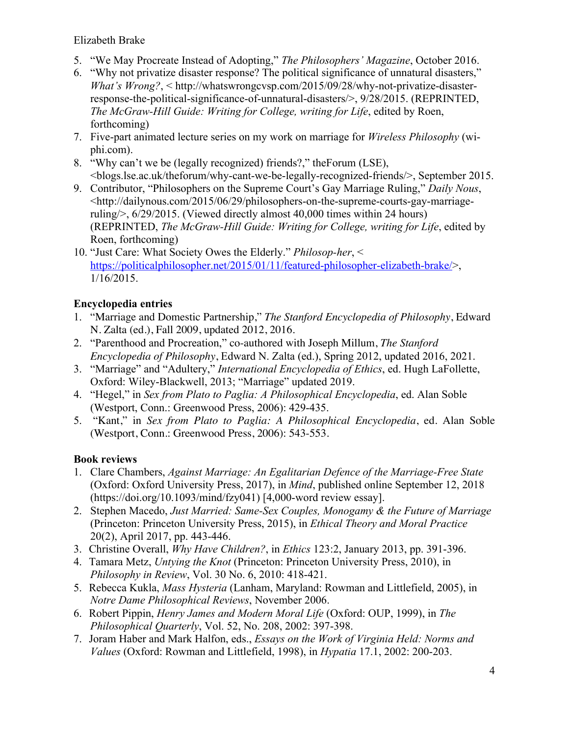5. "We May Procreate Instead of Adopting," *The Philosophers' Magazine*, October 2016.
6. "Why not privatize disaster response? The political significance of unnatural disasters," *What's Wrong?*, < http://whatswrongcvsp.com/2015/09/28/why-not-privatize-disaster-response-the-political-significance-of-unnatural-disasters/>, 9/28/2015. (REPRINTED, *The McGraw-Hill Guide: Writing for College, writing for Life*, edited by Roen, forthcoming)
7. Five-part animated lecture series on my work on marriage for *Wireless Philosophy* (wi-phi.com).
8. "Why can't we be (legally recognized) friends?," theForum (LSE), <blogs.lse.ac.uk/theforum/why-cant-we-be-legally-recognized-friends/>, September 2015.
9. Contributor, "Philosophers on the Supreme Court's Gay Marriage Ruling," *Daily Nous*, <http://dailynous.com/2015/06/29/philosophers-on-the-supreme-courts-gay-marriage-ruling/>, 6/29/2015. (Viewed directly almost 40,000 times within 24 hours) (REPRINTED, *The McGraw-Hill Guide: Writing for College, writing for Life*, edited by Roen, forthcoming)
10. "Just Care: What Society Owes the Elderly." *Philosop-her*, < https://politicalphilosopher.net/2015/01/11/featured-philosopher-elizabeth-brake/>, 1/16/2015.

**Encyclopedia entries**

1. "Marriage and Domestic Partnership," *The Stanford Encyclopedia of Philosophy*, Edward N. Zalta (ed.), Fall 2009, updated 2012, 2016.
2. "Parenthood and Procreation," co-authored with Joseph Millum, *The Stanford Encyclopedia of Philosophy*, Edward N. Zalta (ed.), Spring 2012, updated 2016, 2021.
3. "Marriage" and "Adultery," *International Encyclopedia of Ethics*, ed. Hugh LaFollette, Oxford: Wiley-Blackwell, 2013; "Marriage" updated 2019.
4. "Hegel," in *Sex from Plato to Paglia: A Philosophical Encyclopedia*, ed. Alan Soble (Westport, Conn.: Greenwood Press, 2006): 429-435.
5. "Kant," in *Sex from Plato to Paglia: A Philosophical Encyclopedia*, ed. Alan Soble (Westport, Conn.: Greenwood Press, 2006): 543-553.

**Book reviews**

1. Clare Chambers, *Against Marriage: An Egalitarian Defence of the Marriage-Free State* (Oxford: Oxford University Press, 2017), in *Mind*, published online September 12, 2018 (https://doi.org/10.1093/mind/fzy041) [4,000-word review essay].
2. Stephen Macedo, *Just Married: Same-Sex Couples, Monogamy & the Future of Marriage* (Princeton: Princeton University Press, 2015), in *Ethical Theory and Moral Practice* 20(2), April 2017, pp. 443-446.
3. Christine Overall, *Why Have Children?*, in *Ethics* 123:2, January 2013, pp. 391-396.
4. Tamara Metz, *Untying the Knot* (Princeton: Princeton University Press, 2010), in *Philosophy in Review*, Vol. 30 No. 6, 2010: 418-421.
5. Rebecca Kukla, *Mass Hysteria* (Lanham, Maryland: Rowman and Littlefield, 2005), in *Notre Dame Philosophical Reviews*, November 2006.
6. Robert Pippin, *Henry James and Modern Moral Life* (Oxford: OUP, 1999), in *The Philosophical Quarterly*, Vol. 52, No. 208, 2002: 397-398.
7. Joram Haber and Mark Halfon, eds., *Essays on the Work of Virginia Held: Norms and Values* (Oxford: Rowman and Littlefield, 1998), in *Hypatia* 17.1, 2002: 200-203.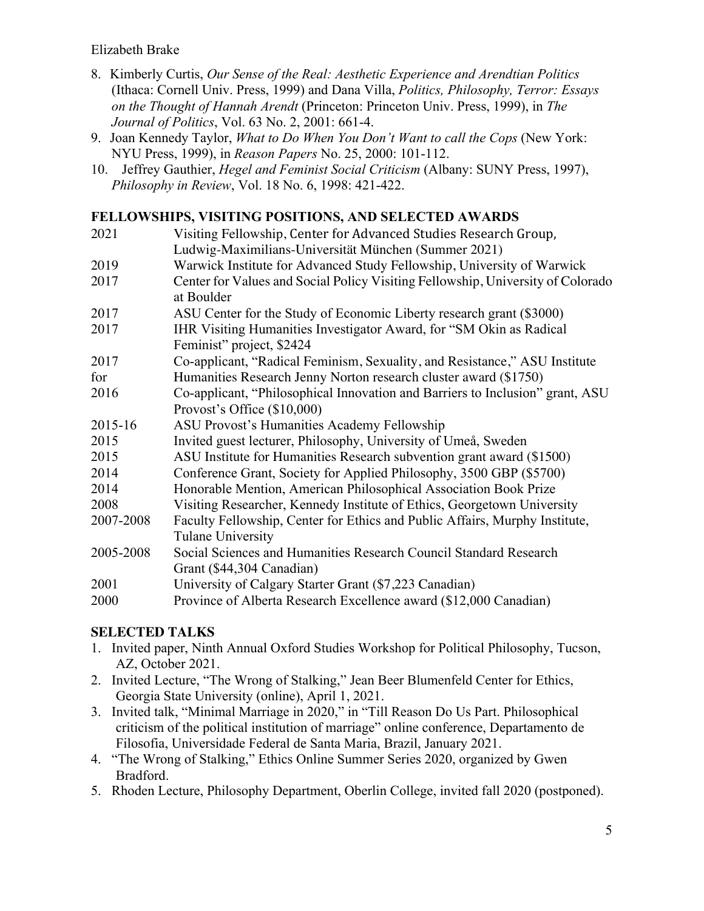8. Kimberly Curtis, *Our Sense of the Real: Aesthetic Experience and Arendtian Politics* (Ithaca: Cornell Univ. Press, 1999) and Dana Villa, *Politics, Philosophy, Terror: Essays on the Thought of Hannah Arendt* (Princeton: Princeton Univ. Press, 1999), in *The Journal of Politics*, Vol. 63 No. 2, 2001: 661-4.
9. Joan Kennedy Taylor, *What to Do When You Don't Want to call the Cops* (New York: NYU Press, 1999), in *Reason Papers* No. 25, 2000: 101-112.
10. Jeffrey Gauthier, *Hegel and Feminist Social Criticism* (Albany: SUNY Press, 1997), *Philosophy in Review*, Vol. 18 No. 6, 1998: 421-422.

## FELLOWSHIPS, VISITING POSITIONS, AND SELECTED AWARDS

| | |
|---|---|
| 2021 | Visiting Fellowship, Center for Advanced Studies Research Group, Ludwig-Maximilians-Universität München (Summer 2021) |
| 2019 | Warwick Institute for Advanced Study Fellowship, University of Warwick |
| 2017 | Center for Values and Social Policy Visiting Fellowship, University of Colorado at Boulder |
| 2017 | ASU Center for the Study of Economic Liberty research grant ($3000) |
| 2017 | IHR Visiting Humanities Investigator Award, for "SM Okin as Radical Feminist" project, $2424 |
| 2017 for | Co-applicant, "Radical Feminism, Sexuality, and Resistance," ASU Institute Humanities Research Jenny Norton research cluster award ($1750) |
| 2016 | Co-applicant, "Philosophical Innovation and Barriers to Inclusion" grant, ASU Provost's Office ($10,000) |
| 2015-16 | ASU Provost's Humanities Academy Fellowship |
| 2015 | Invited guest lecturer, Philosophy, University of Umeå, Sweden |
| 2015 | ASU Institute for Humanities Research subvention grant award ($1500) |
| 2014 | Conference Grant, Society for Applied Philosophy, 3500 GBP ($5700) |
| 2014 | Honorable Mention, American Philosophical Association Book Prize |
| 2008 | Visiting Researcher, Kennedy Institute of Ethics, Georgetown University |
| 2007-2008 | Faculty Fellowship, Center for Ethics and Public Affairs, Murphy Institute, Tulane University |
| 2005-2008 | Social Sciences and Humanities Research Council Standard Research Grant ($44,304 Canadian) |
| 2001 | University of Calgary Starter Grant ($7,223 Canadian) |
| 2000 | Province of Alberta Research Excellence award ($12,000 Canadian) |

## SELECTED TALKS

1. Invited paper, Ninth Annual Oxford Studies Workshop for Political Philosophy, Tucson, AZ, October 2021.
2. Invited Lecture, "The Wrong of Stalking," Jean Beer Blumenfeld Center for Ethics, Georgia State University (online), April 1, 2021.
3. Invited talk, "Minimal Marriage in 2020," in "Till Reason Do Us Part. Philosophical criticism of the political institution of marriage" online conference, Departamento de Filosofia, Universidade Federal de Santa Maria, Brazil, January 2021.
4. "The Wrong of Stalking," Ethics Online Summer Series 2020, organized by Gwen Bradford.
5. Rhoden Lecture, Philosophy Department, Oberlin College, invited fall 2020 (postponed).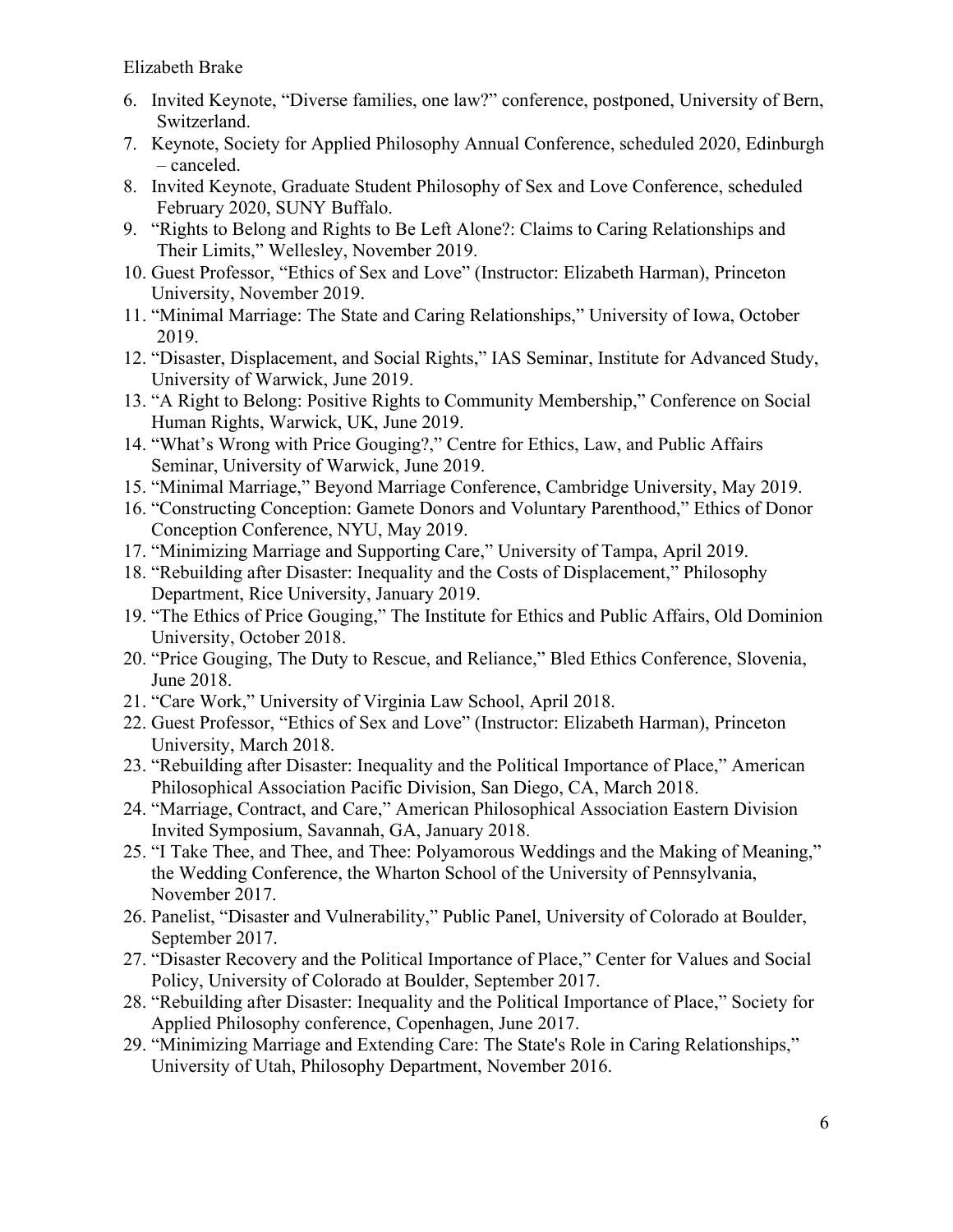6. Invited Keynote, "Diverse families, one law?" conference, postponed, University of Bern, Switzerland.
7. Keynote, Society for Applied Philosophy Annual Conference, scheduled 2020, Edinburgh – canceled.
8. Invited Keynote, Graduate Student Philosophy of Sex and Love Conference, scheduled February 2020, SUNY Buffalo.
9. "Rights to Belong and Rights to Be Left Alone?: Claims to Caring Relationships and Their Limits," Wellesley, November 2019.
10. Guest Professor, "Ethics of Sex and Love" (Instructor: Elizabeth Harman), Princeton University, November 2019.
11. "Minimal Marriage: The State and Caring Relationships," University of Iowa, October 2019.
12. "Disaster, Displacement, and Social Rights," IAS Seminar, Institute for Advanced Study, University of Warwick, June 2019.
13. "A Right to Belong: Positive Rights to Community Membership," Conference on Social Human Rights, Warwick, UK, June 2019.
14. "What's Wrong with Price Gouging?," Centre for Ethics, Law, and Public Affairs Seminar, University of Warwick, June 2019.
15. "Minimal Marriage," Beyond Marriage Conference, Cambridge University, May 2019.
16. "Constructing Conception: Gamete Donors and Voluntary Parenthood," Ethics of Donor Conception Conference, NYU, May 2019.
17. "Minimizing Marriage and Supporting Care," University of Tampa, April 2019.
18. "Rebuilding after Disaster: Inequality and the Costs of Displacement," Philosophy Department, Rice University, January 2019.
19. "The Ethics of Price Gouging," The Institute for Ethics and Public Affairs, Old Dominion University, October 2018.
20. "Price Gouging, The Duty to Rescue, and Reliance," Bled Ethics Conference, Slovenia, June 2018.
21. "Care Work," University of Virginia Law School, April 2018.
22. Guest Professor, "Ethics of Sex and Love" (Instructor: Elizabeth Harman), Princeton University, March 2018.
23. "Rebuilding after Disaster: Inequality and the Political Importance of Place," American Philosophical Association Pacific Division, San Diego, CA, March 2018.
24. "Marriage, Contract, and Care," American Philosophical Association Eastern Division Invited Symposium, Savannah, GA, January 2018.
25. "I Take Thee, and Thee, and Thee: Polyamorous Weddings and the Making of Meaning," the Wedding Conference, the Wharton School of the University of Pennsylvania, November 2017.
26. Panelist, "Disaster and Vulnerability," Public Panel, University of Colorado at Boulder, September 2017.
27. "Disaster Recovery and the Political Importance of Place," Center for Values and Social Policy, University of Colorado at Boulder, September 2017.
28. "Rebuilding after Disaster: Inequality and the Political Importance of Place," Society for Applied Philosophy conference, Copenhagen, June 2017.
29. "Minimizing Marriage and Extending Care: The State's Role in Caring Relationships," University of Utah, Philosophy Department, November 2016.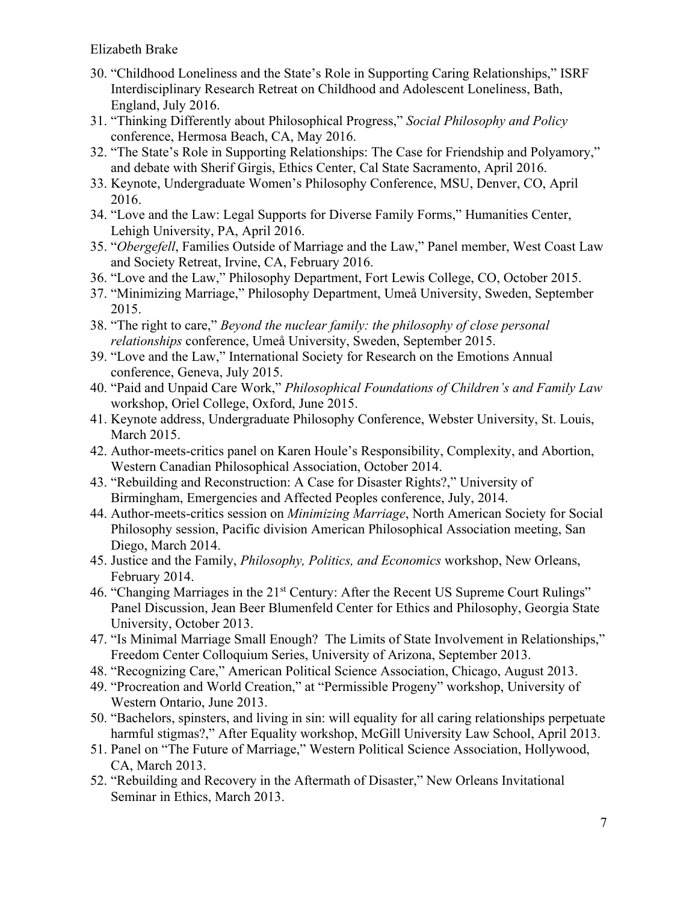30. "Childhood Loneliness and the State's Role in Supporting Caring Relationships," ISRF Interdisciplinary Research Retreat on Childhood and Adolescent Loneliness, Bath, England, July 2016.
31. "Thinking Differently about Philosophical Progress," *Social Philosophy and Policy* conference, Hermosa Beach, CA, May 2016.
32. "The State's Role in Supporting Relationships: The Case for Friendship and Polyamory," and debate with Sherif Girgis, Ethics Center, Cal State Sacramento, April 2016.
33. Keynote, Undergraduate Women's Philosophy Conference, MSU, Denver, CO, April 2016.
34. "Love and the Law: Legal Supports for Diverse Family Forms," Humanities Center, Lehigh University, PA, April 2016.
35. "*Obergefell*, Families Outside of Marriage and the Law," Panel member, West Coast Law and Society Retreat, Irvine, CA, February 2016.
36. "Love and the Law," Philosophy Department, Fort Lewis College, CO, October 2015.
37. "Minimizing Marriage," Philosophy Department, Umeå University, Sweden, September 2015.
38. "The right to care," *Beyond the nuclear family: the philosophy of close personal relationships* conference, Umeå University, Sweden, September 2015.
39. "Love and the Law," International Society for Research on the Emotions Annual conference, Geneva, July 2015.
40. "Paid and Unpaid Care Work," *Philosophical Foundations of Children's and Family Law* workshop, Oriel College, Oxford, June 2015.
41. Keynote address, Undergraduate Philosophy Conference, Webster University, St. Louis, March 2015.
42. Author-meets-critics panel on Karen Houle's Responsibility, Complexity, and Abortion, Western Canadian Philosophical Association, October 2014.
43. "Rebuilding and Reconstruction: A Case for Disaster Rights?," University of Birmingham, Emergencies and Affected Peoples conference, July, 2014.
44. Author-meets-critics session on *Minimizing Marriage*, North American Society for Social Philosophy session, Pacific division American Philosophical Association meeting, San Diego, March 2014.
45. Justice and the Family, *Philosophy, Politics, and Economics* workshop, New Orleans, February 2014.
46. "Changing Marriages in the 21st Century: After the Recent US Supreme Court Rulings" Panel Discussion, Jean Beer Blumenfeld Center for Ethics and Philosophy, Georgia State University, October 2013.
47. "Is Minimal Marriage Small Enough? The Limits of State Involvement in Relationships," Freedom Center Colloquium Series, University of Arizona, September 2013.
48. "Recognizing Care," American Political Science Association, Chicago, August 2013.
49. "Procreation and World Creation," at "Permissible Progeny" workshop, University of Western Ontario, June 2013.
50. "Bachelors, spinsters, and living in sin: will equality for all caring relationships perpetuate harmful stigmas?," After Equality workshop, McGill University Law School, April 2013.
51. Panel on "The Future of Marriage," Western Political Science Association, Hollywood, CA, March 2013.
52. "Rebuilding and Recovery in the Aftermath of Disaster," New Orleans Invitational Seminar in Ethics, March 2013.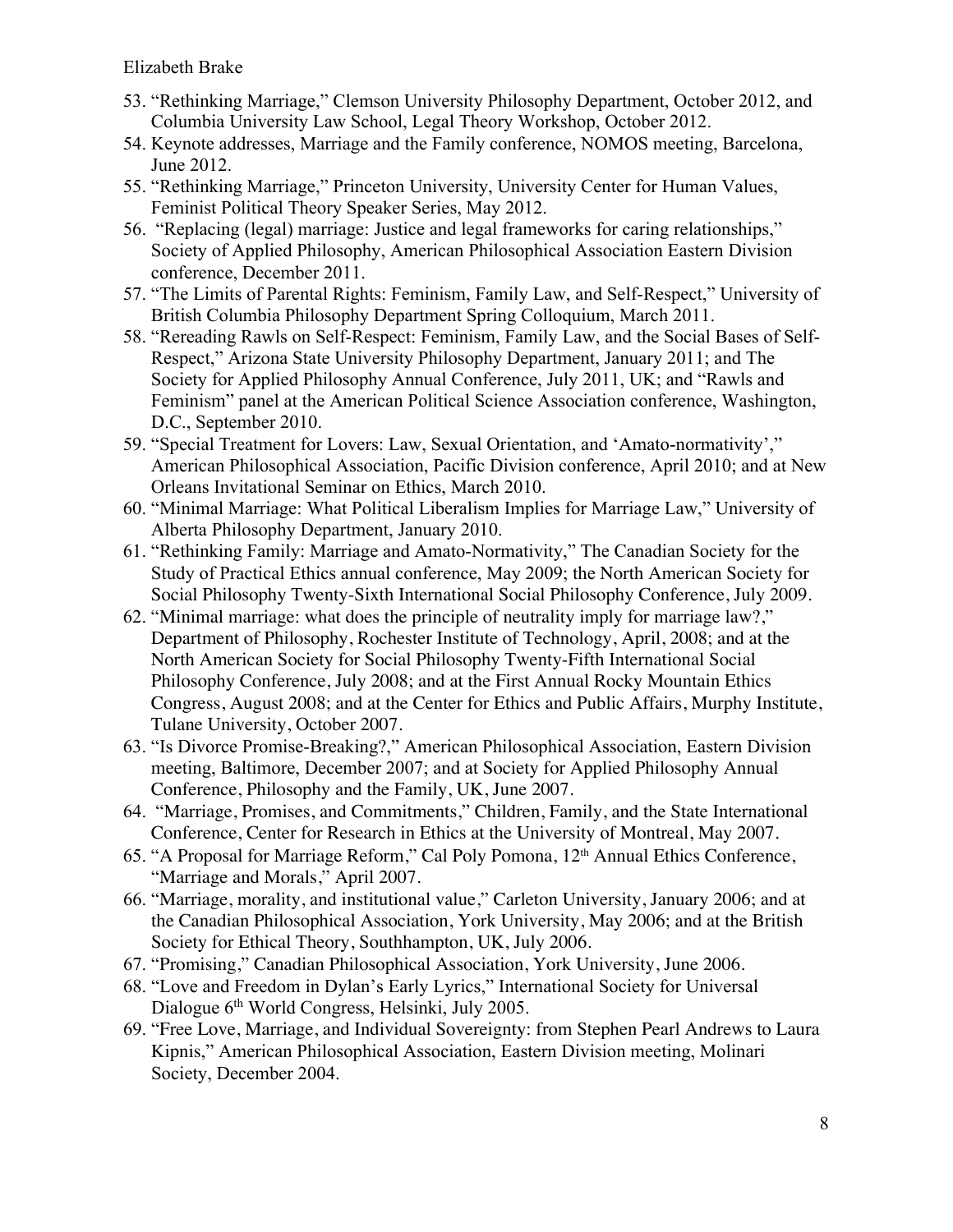53. "Rethinking Marriage," Clemson University Philosophy Department, October 2012, and Columbia University Law School, Legal Theory Workshop, October 2012.
54. Keynote addresses, Marriage and the Family conference, NOMOS meeting, Barcelona, June 2012.
55. "Rethinking Marriage," Princeton University, University Center for Human Values, Feminist Political Theory Speaker Series, May 2012.
56. "Replacing (legal) marriage: Justice and legal frameworks for caring relationships," Society of Applied Philosophy, American Philosophical Association Eastern Division conference, December 2011.
57. "The Limits of Parental Rights: Feminism, Family Law, and Self-Respect," University of British Columbia Philosophy Department Spring Colloquium, March 2011.
58. "Rereading Rawls on Self-Respect: Feminism, Family Law, and the Social Bases of Self-Respect," Arizona State University Philosophy Department, January 2011; and The Society for Applied Philosophy Annual Conference, July 2011, UK; and "Rawls and Feminism" panel at the American Political Science Association conference, Washington, D.C., September 2010.
59. "Special Treatment for Lovers: Law, Sexual Orientation, and 'Amato-normativity'," American Philosophical Association, Pacific Division conference, April 2010; and at New Orleans Invitational Seminar on Ethics, March 2010.
60. "Minimal Marriage: What Political Liberalism Implies for Marriage Law," University of Alberta Philosophy Department, January 2010.
61. "Rethinking Family: Marriage and Amato-Normativity," The Canadian Society for the Study of Practical Ethics annual conference, May 2009; the North American Society for Social Philosophy Twenty-Sixth International Social Philosophy Conference, July 2009.
62. "Minimal marriage: what does the principle of neutrality imply for marriage law?," Department of Philosophy, Rochester Institute of Technology, April, 2008; and at the North American Society for Social Philosophy Twenty-Fifth International Social Philosophy Conference, July 2008; and at the First Annual Rocky Mountain Ethics Congress, August 2008; and at the Center for Ethics and Public Affairs, Murphy Institute, Tulane University, October 2007.
63. "Is Divorce Promise-Breaking?," American Philosophical Association, Eastern Division meeting, Baltimore, December 2007; and at Society for Applied Philosophy Annual Conference, Philosophy and the Family, UK, June 2007.
64. "Marriage, Promises, and Commitments," Children, Family, and the State International Conference, Center for Research in Ethics at the University of Montreal, May 2007.
65. "A Proposal for Marriage Reform," Cal Poly Pomona, 12th Annual Ethics Conference, "Marriage and Morals," April 2007.
66. "Marriage, morality, and institutional value," Carleton University, January 2006; and at the Canadian Philosophical Association, York University, May 2006; and at the British Society for Ethical Theory, Southhampton, UK, July 2006.
67. "Promising," Canadian Philosophical Association, York University, June 2006.
68. "Love and Freedom in Dylan's Early Lyrics," International Society for Universal Dialogue 6th World Congress, Helsinki, July 2005.
69. "Free Love, Marriage, and Individual Sovereignty: from Stephen Pearl Andrews to Laura Kipnis," American Philosophical Association, Eastern Division meeting, Molinari Society, December 2004.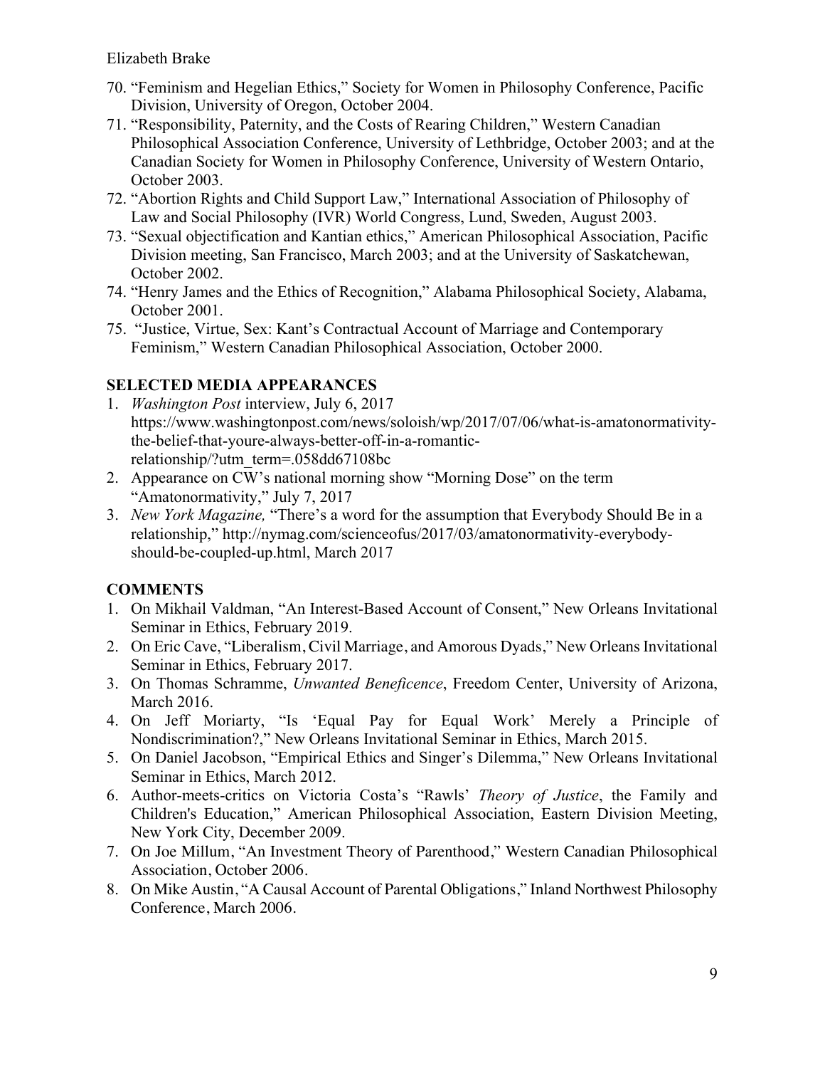70. "Feminism and Hegelian Ethics," Society for Women in Philosophy Conference, Pacific Division, University of Oregon, October 2004.
71. "Responsibility, Paternity, and the Costs of Rearing Children," Western Canadian Philosophical Association Conference, University of Lethbridge, October 2003; and at the Canadian Society for Women in Philosophy Conference, University of Western Ontario, October 2003.
72. "Abortion Rights and Child Support Law," International Association of Philosophy of Law and Social Philosophy (IVR) World Congress, Lund, Sweden, August 2003.
73. "Sexual objectification and Kantian ethics," American Philosophical Association, Pacific Division meeting, San Francisco, March 2003; and at the University of Saskatchewan, October 2002.
74. "Henry James and the Ethics of Recognition," Alabama Philosophical Society, Alabama, October 2001.
75. "Justice, Virtue, Sex: Kant's Contractual Account of Marriage and Contemporary Feminism," Western Canadian Philosophical Association, October 2000.

## SELECTED MEDIA APPEARANCES

1. *Washington Post* interview, July 6, 2017 https://www.washingtonpost.com/news/soloish/wp/2017/07/06/what-is-amatonormativity-the-belief-that-youre-always-better-off-in-a-romantic-relationship/?utm_term=.058dd67108bc
2. Appearance on CW's national morning show "Morning Dose" on the term "Amatonormativity," July 7, 2017
3. *New York Magazine,* "There's a word for the assumption that Everybody Should Be in a relationship," http://nymag.com/scienceofus/2017/03/amatonormativity-everybody-should-be-coupled-up.html, March 2017

## COMMENTS

1. On Mikhail Valdman, "An Interest-Based Account of Consent," New Orleans Invitational Seminar in Ethics, February 2019.
2. On Eric Cave, "Liberalism, Civil Marriage, and Amorous Dyads," New Orleans Invitational Seminar in Ethics, February 2017.
3. On Thomas Schramme, *Unwanted Beneficence*, Freedom Center, University of Arizona, March 2016.
4. On Jeff Moriarty, "Is 'Equal Pay for Equal Work' Merely a Principle of Nondiscrimination?," New Orleans Invitational Seminar in Ethics, March 2015.
5. On Daniel Jacobson, "Empirical Ethics and Singer's Dilemma," New Orleans Invitational Seminar in Ethics, March 2012.
6. Author-meets-critics on Victoria Costa's "Rawls' *Theory of Justice*, the Family and Children's Education," American Philosophical Association, Eastern Division Meeting, New York City, December 2009.
7. On Joe Millum, "An Investment Theory of Parenthood," Western Canadian Philosophical Association, October 2006.
8. On Mike Austin, "A Causal Account of Parental Obligations," Inland Northwest Philosophy Conference, March 2006.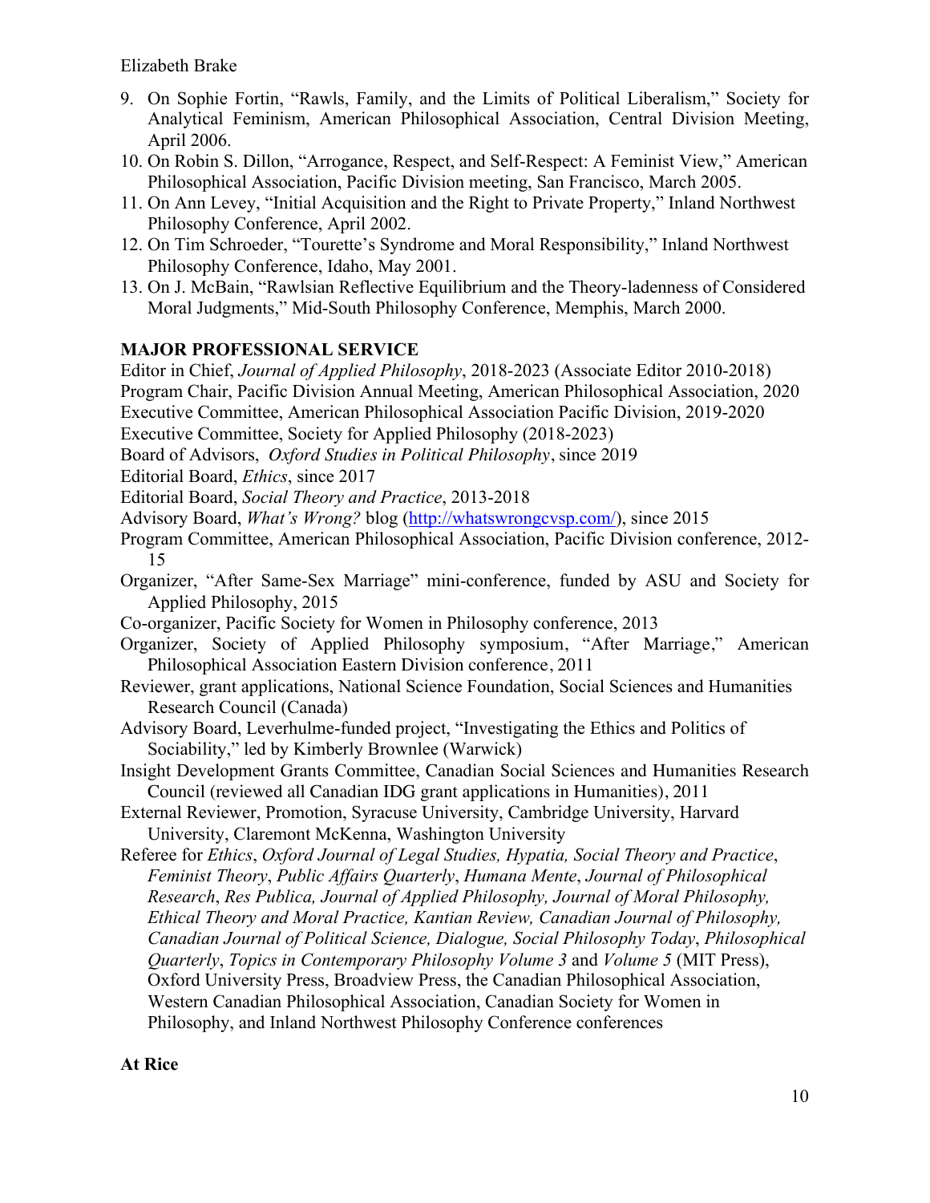9. On Sophie Fortin, "Rawls, Family, and the Limits of Political Liberalism," Society for Analytical Feminism, American Philosophical Association, Central Division Meeting, April 2006.
10. On Robin S. Dillon, "Arrogance, Respect, and Self-Respect: A Feminist View," American Philosophical Association, Pacific Division meeting, San Francisco, March 2005.
11. On Ann Levey, "Initial Acquisition and the Right to Private Property," Inland Northwest Philosophy Conference, April 2002.
12. On Tim Schroeder, "Tourette's Syndrome and Moral Responsibility," Inland Northwest Philosophy Conference, Idaho, May 2001.
13. On J. McBain, "Rawlsian Reflective Equilibrium and the Theory-ladenness of Considered Moral Judgments," Mid-South Philosophy Conference, Memphis, March 2000.

**MAJOR PROFESSIONAL SERVICE**

Editor in Chief, *Journal of Applied Philosophy*, 2018-2023 (Associate Editor 2010-2018)
Program Chair, Pacific Division Annual Meeting, American Philosophical Association, 2020
Executive Committee, American Philosophical Association Pacific Division, 2019-2020
Executive Committee, Society for Applied Philosophy (2018-2023)
Board of Advisors, *Oxford Studies in Political Philosophy*, since 2019
Editorial Board, *Ethics*, since 2017
Editorial Board, *Social Theory and Practice*, 2013-2018
Advisory Board, *What's Wrong?* blog (http://whatswrongcvsp.com/), since 2015
Program Committee, American Philosophical Association, Pacific Division conference, 2012-15
Organizer, "After Same-Sex Marriage" mini-conference, funded by ASU and Society for Applied Philosophy, 2015
Co-organizer, Pacific Society for Women in Philosophy conference, 2013
Organizer, Society of Applied Philosophy symposium, "After Marriage," American Philosophical Association Eastern Division conference, 2011
Reviewer, grant applications, National Science Foundation, Social Sciences and Humanities Research Council (Canada)
Advisory Board, Leverhulme-funded project, "Investigating the Ethics and Politics of Sociability," led by Kimberly Brownlee (Warwick)
Insight Development Grants Committee, Canadian Social Sciences and Humanities Research Council (reviewed all Canadian IDG grant applications in Humanities), 2011
External Reviewer, Promotion, Syracuse University, Cambridge University, Harvard University, Claremont McKenna, Washington University
Referee for *Ethics*, *Oxford Journal of Legal Studies, Hypatia, Social Theory and Practice*, *Feminist Theory*, *Public Affairs Quarterly*, *Humana Mente*, *Journal of Philosophical Research*, *Res Publica, Journal of Applied Philosophy, Journal of Moral Philosophy, Ethical Theory and Moral Practice, Kantian Review, Canadian Journal of Philosophy, Canadian Journal of Political Science, Dialogue, Social Philosophy Today*, *Philosophical Quarterly*, *Topics in Contemporary Philosophy Volume 3* and *Volume 5* (MIT Press), Oxford University Press, Broadview Press, the Canadian Philosophical Association, Western Canadian Philosophical Association, Canadian Society for Women in Philosophy, and Inland Northwest Philosophy Conference conferences

**At Rice**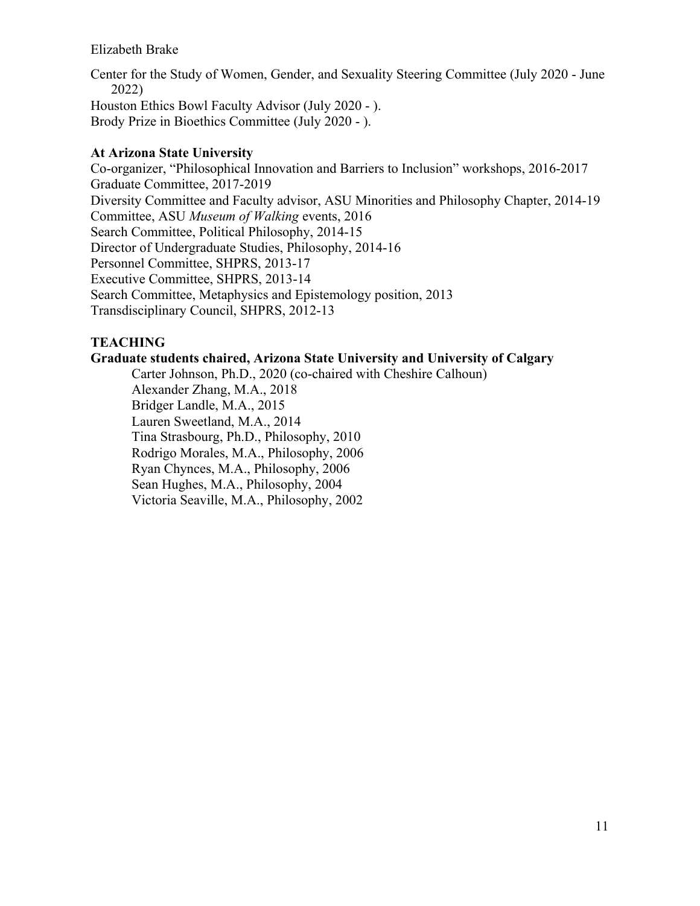Center for the Study of Women, Gender, and Sexuality Steering Committee (July 2020 - June 2022)
Houston Ethics Bowl Faculty Advisor (July 2020 - ).
Brody Prize in Bioethics Committee (July 2020 - ).

**At Arizona State University**

Co-organizer, "Philosophical Innovation and Barriers to Inclusion" workshops, 2016-2017
Graduate Committee, 2017-2019
Diversity Committee and Faculty advisor, ASU Minorities and Philosophy Chapter, 2014-19
Committee, ASU *Museum of Walking* events, 2016
Search Committee, Political Philosophy, 2014-15
Director of Undergraduate Studies, Philosophy, 2014-16
Personnel Committee, SHPRS, 2013-17
Executive Committee, SHPRS, 2013-14
Search Committee, Metaphysics and Epistemology position, 2013
Transdisciplinary Council, SHPRS, 2012-13

## TEACHING

**Graduate students chaired, Arizona State University and University of Calgary**

Carter Johnson, Ph.D., 2020 (co-chaired with Cheshire Calhoun)
Alexander Zhang, M.A., 2018
Bridger Landle, M.A., 2015
Lauren Sweetland, M.A., 2014
Tina Strasbourg, Ph.D., Philosophy, 2010
Rodrigo Morales, M.A., Philosophy, 2006
Ryan Chynces, M.A., Philosophy, 2006
Sean Hughes, M.A., Philosophy, 2004
Victoria Seaville, M.A., Philosophy, 2002